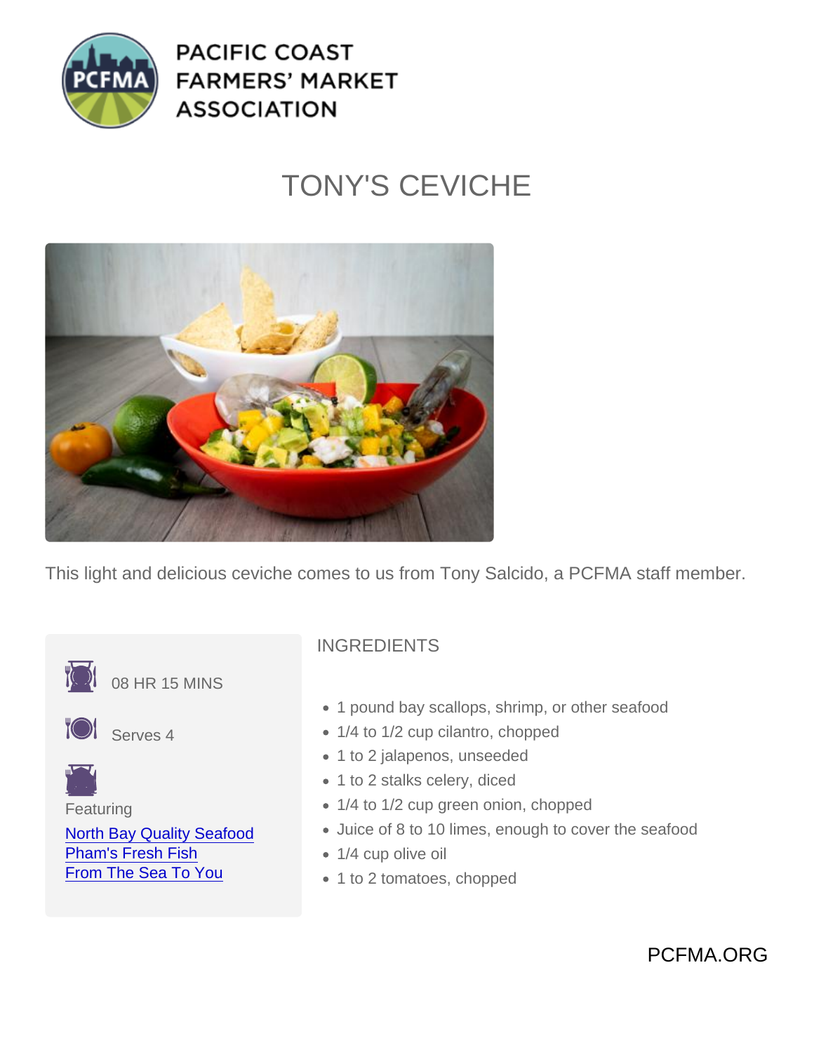PACIFIC COAST FARMERS' MARKET ASSOCIATION

# TONY'S CEVICHE

This light and delicious ceviche comes to us from Tony Salcido, a PCFMA staff member.

08 HR 15 MINS

Serves 4

Featuring

[North Bay Quality Seafood]
[Pham's Fresh Fish]
[From The Sea To You]

## INGREDIENTS

- 1 pound bay scallops, shrimp, or other seafood
- 1/4 to 1/2 cup cilantro, chopped
- 1 to 2 jalapenos, unseeded
- 1 to 2 stalks celery, diced
- 1/4 to 1/2 cup green onion, chopped
- Juice of 8 to 10 limes, enough to cover the seafood
- 1/4 cup olive oil
- 1 to 2 tomatoes, chopped

PCFMA.ORG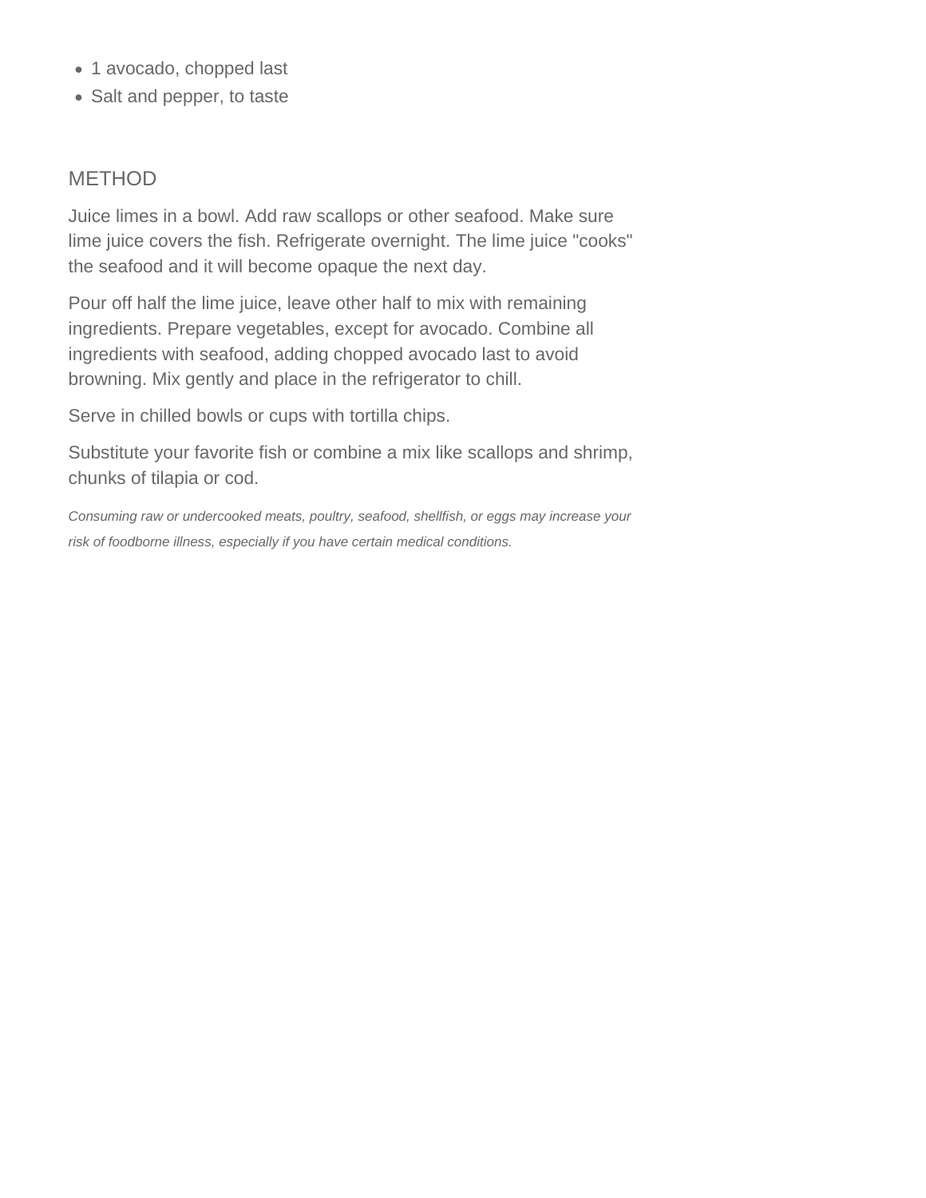- 1 avocado, chopped last
- Salt and pepper, to taste

## METHOD

Juice limes in a bowl. Add raw scallops or other seafood. Make sure lime juice covers the fish. Refrigerate overnight. The lime juice "cooks" the seafood and it will become opaque the next day.

Pour off half the lime juice, leave other half to mix with remaining ingredients. Prepare vegetables, except for avocado. Combine all ingredients with seafood, adding chopped avocado last to avoid browning. Mix gently and place in the refrigerator to chill.

Serve in chilled bowls or cups with tortilla chips.

Substitute your favorite fish or combine a mix like scallops and shrimp, chunks of tilapia or cod.

*Consuming raw or undercooked meats, poultry, seafood, shellfish, or eggs may increase your risk of foodborne illness, especially if you have certain medical conditions.*